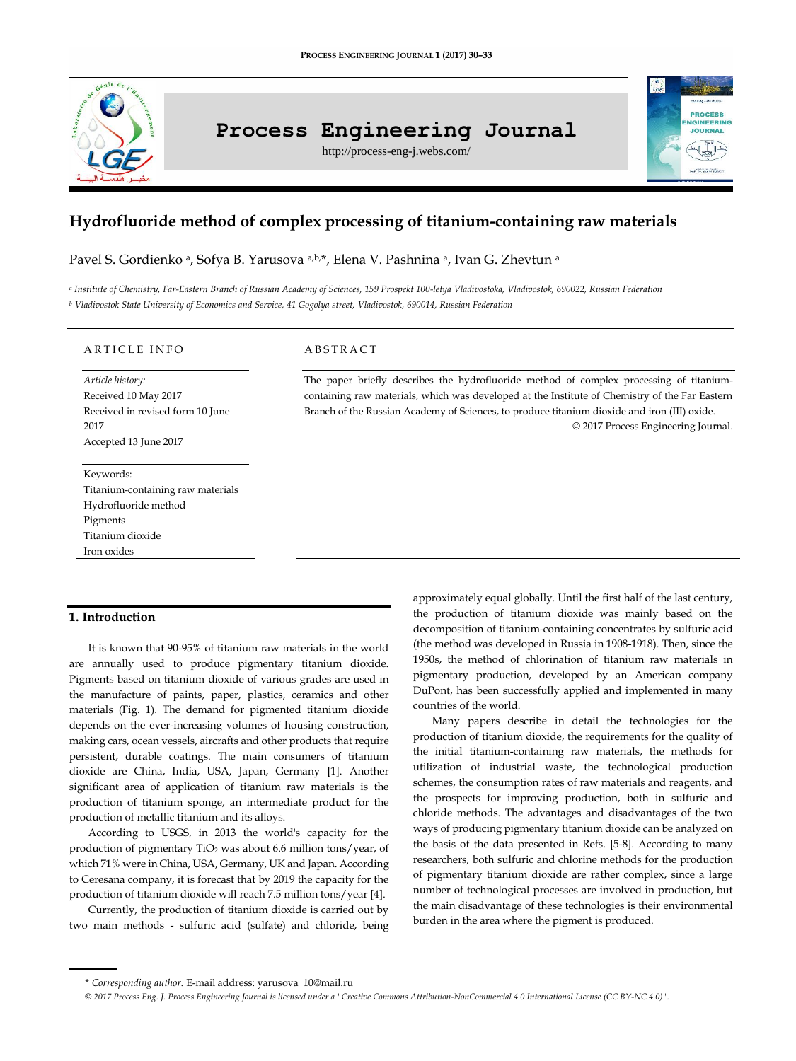# Hydrofluoride method of complex processing of titanium-containing raw materials

Pavel S. Gordienko [a], Sofya B. Yarusova [a,b,*], Elena V. Pashnina [a], Ivan G. Zhevtun [a]

[a] *Institute of Chemistry, Far-Eastern Branch of Russian Academy of Sciences, 159 Prospekt 100-letya Vladivostoka, Vladivostok, 690022, Russian Federation*

[b] *Vladivostok State University of Economics and Service, 41 Gogolya street, Vladivostok, 690014, Russian Federation*

## ARTICLE INFO

*Article history:*
Received 10 May 2017
Received in revised form 10 June 2017
Accepted 13 June 2017

Keywords:
Titanium-containing raw materials
Hydrofluoride method
Pigments
Titanium dioxide
Iron oxides

## ABSTRACT

The paper briefly describes the hydrofluoride method of complex processing of titanium-containing raw materials, which was developed at the Institute of Chemistry of the Far Eastern Branch of the Russian Academy of Sciences, to produce titanium dioxide and iron (III) oxide.

© 2017 Process Engineering Journal.

## 1. Introduction

It is known that 90-95% of titanium raw materials in the world are annually used to produce pigmentary titanium dioxide. Pigments based on titanium dioxide of various grades are used in the manufacture of paints, paper, plastics, ceramics and other materials (Fig. 1). The demand for pigmented titanium dioxide depends on the ever-increasing volumes of housing construction, making cars, ocean vessels, aircrafts and other products that require persistent, durable coatings. The main consumers of titanium dioxide are China, India, USA, Japan, Germany [1]. Another significant area of application of titanium raw materials is the production of titanium sponge, an intermediate product for the production of metallic titanium and its alloys.

According to USGS, in 2013 the world's capacity for the production of pigmentary $TiO_2$ was about 6.6 million tons/year, of which 71% were in China, USA, Germany, UK and Japan. According to Ceresana company, it is forecast that by 2019 the capacity for the production of titanium dioxide will reach 7.5 million tons/year [4].

Currently, the production of titanium dioxide is carried out by two main methods - sulfuric acid (sulfate) and chloride, being approximately equal globally. Until the first half of the last century, the production of titanium dioxide was mainly based on the decomposition of titanium-containing concentrates by sulfuric acid (the method was developed in Russia in 1908-1918). Then, since the 1950s, the method of chlorination of titanium raw materials in pigmentary production, developed by an American company DuPont, has been successfully applied and implemented in many countries of the world.

Many papers describe in detail the technologies for the production of titanium dioxide, the requirements for the quality of the initial titanium-containing raw materials, the methods for utilization of industrial waste, the technological production schemes, the consumption rates of raw materials and reagents, and the prospects for improving production, both in sulfuric and chloride methods. The advantages and disadvantages of the two ways of producing pigmentary titanium dioxide can be analyzed on the basis of the data presented in Refs. [5-8]. According to many researchers, both sulfuric and chlorine methods for the production of pigmentary titanium dioxide are rather complex, since a large number of technological processes are involved in production, but the main disadvantage of these technologies is their environmental burden in the area where the pigment is produced.

---

\* *Corresponding author.* E-mail address: yarusova_10@mail.ru

*© 2017 Process Eng. J. Process Engineering Journal is licensed under a "Creative Commons Attribution-NonCommercial 4.0 International License (CC BY-NC 4.0)".*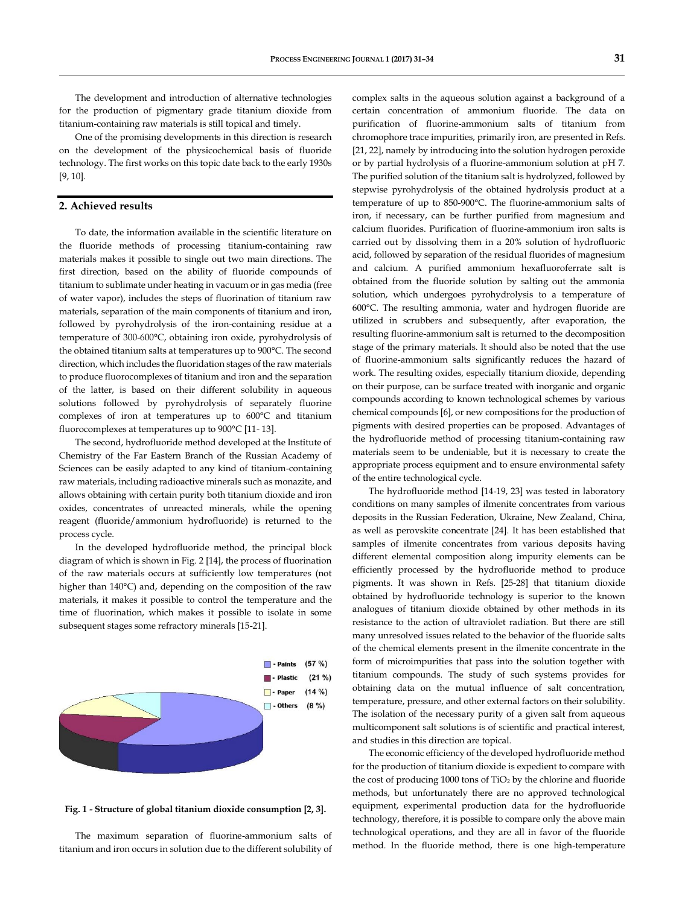The development and introduction of alternative technologies for the production of pigmentary grade titanium dioxide from titanium-containing raw materials is still topical and timely.

One of the promising developments in this direction is research on the development of the physicochemical basis of fluoride technology. The first works on this topic date back to the early 1930s [9, 10].

## 2. Achieved results

To date, the information available in the scientific literature on the fluoride methods of processing titanium-containing raw materials makes it possible to single out two main directions. The first direction, based on the ability of fluoride compounds of titanium to sublimate under heating in vacuum or in gas media (free of water vapor), includes the steps of fluorination of titanium raw materials, separation of the main components of titanium and iron, followed by pyrohydrolysis of the iron-containing residue at a temperature of 300-600°C, obtaining iron oxide, pyrohydrolysis of the obtained titanium salts at temperatures up to 900°C. The second direction, which includes the fluoridation stages of the raw materials to produce fluorocomplexes of titanium and iron and the separation of the latter, is based on their different solubility in aqueous solutions followed by pyrohydrolysis of separately fluorine complexes of iron at temperatures up to 600°C and titanium fluorocomplexes at temperatures up to 900°C [11- 13].

The second, hydrofluoride method developed at the Institute of Chemistry of the Far Eastern Branch of the Russian Academy of Sciences can be easily adapted to any kind of titanium-containing raw materials, including radioactive minerals such as monazite, and allows obtaining with certain purity both titanium dioxide and iron oxides, concentrates of unreacted minerals, while the opening reagent (fluoride/ammonium hydrofluoride) is returned to the process cycle.

In the developed hydrofluoride method, the principal block diagram of which is shown in Fig. 2 [14], the process of fluorination of the raw materials occurs at sufficiently low temperatures (not higher than 140°C) and, depending on the composition of the raw materials, it makes it possible to control the temperature and the time of fluorination, which makes it possible to isolate in some subsequent stages some refractory minerals [15-21].

- Paints (57 %)
- Plastic (21 %)
- Paper (14 %)
- Others (8 %)

**Fig. 1 - Structure of global titanium dioxide consumption [2, 3].**

The maximum separation of fluorine-ammonium salts of titanium and iron occurs in solution due to the different solubility of complex salts in the aqueous solution against a background of a certain concentration of ammonium fluoride. The data on purification of fluorine-ammonium salts of titanium from chromophore trace impurities, primarily iron, are presented in Refs. [21, 22], namely by introducing into the solution hydrogen peroxide or by partial hydrolysis of a fluorine-ammonium solution at pH 7. The purified solution of the titanium salt is hydrolyzed, followed by stepwise pyrohydrolysis of the obtained hydrolysis product at a temperature of up to 850-900°C. The fluorine-ammonium salts of iron, if necessary, can be further purified from magnesium and calcium fluorides. Purification of fluorine-ammonium iron salts is carried out by dissolving them in a 20% solution of hydrofluoric acid, followed by separation of the residual fluorides of magnesium and calcium. A purified ammonium hexafluoroferrate salt is obtained from the fluoride solution by salting out the ammonia solution, which undergoes pyrohydrolysis to a temperature of 600°C. The resulting ammonia, water and hydrogen fluoride are utilized in scrubbers and subsequently, after evaporation, the resulting fluorine-ammonium salt is returned to the decomposition stage of the primary materials. It should also be noted that the use of fluorine-ammonium salts significantly reduces the hazard of work. The resulting oxides, especially titanium dioxide, depending on their purpose, can be surface treated with inorganic and organic compounds according to known technological schemes by various chemical compounds [6], or new compositions for the production of pigments with desired properties can be proposed. Advantages of the hydrofluoride method of processing titanium-containing raw materials seem to be undeniable, but it is necessary to create the appropriate process equipment and to ensure environmental safety of the entire technological cycle.

The hydrofluoride method [14-19, 23] was tested in laboratory conditions on many samples of ilmenite concentrates from various deposits in the Russian Federation, Ukraine, New Zealand, China, as well as perovskite concentrate [24]. It has been established that samples of ilmenite concentrates from various deposits having different elemental composition along impurity elements can be efficiently processed by the hydrofluoride method to produce pigments. It was shown in Refs. [25-28] that titanium dioxide obtained by hydrofluoride technology is superior to the known analogues of titanium dioxide obtained by other methods in its resistance to the action of ultraviolet radiation. But there are still many unresolved issues related to the behavior of the fluoride salts of the chemical elements present in the ilmenite concentrate in the form of microimpurities that pass into the solution together with titanium compounds. The study of such systems provides for obtaining data on the mutual influence of salt concentration, temperature, pressure, and other external factors on their solubility. The isolation of the necessary purity of a given salt from aqueous multicomponent salt solutions is of scientific and practical interest, and studies in this direction are topical.

The economic efficiency of the developed hydrofluoride method for the production of titanium dioxide is expedient to compare with the cost of producing 1000 tons of $TiO_2$ by the chlorine and fluoride methods, but unfortunately there are no approved technological equipment, experimental production data for the hydrofluoride technology, therefore, it is possible to compare only the above main technological operations, and they are all in favor of the fluoride method. In the fluoride method, there is one high-temperature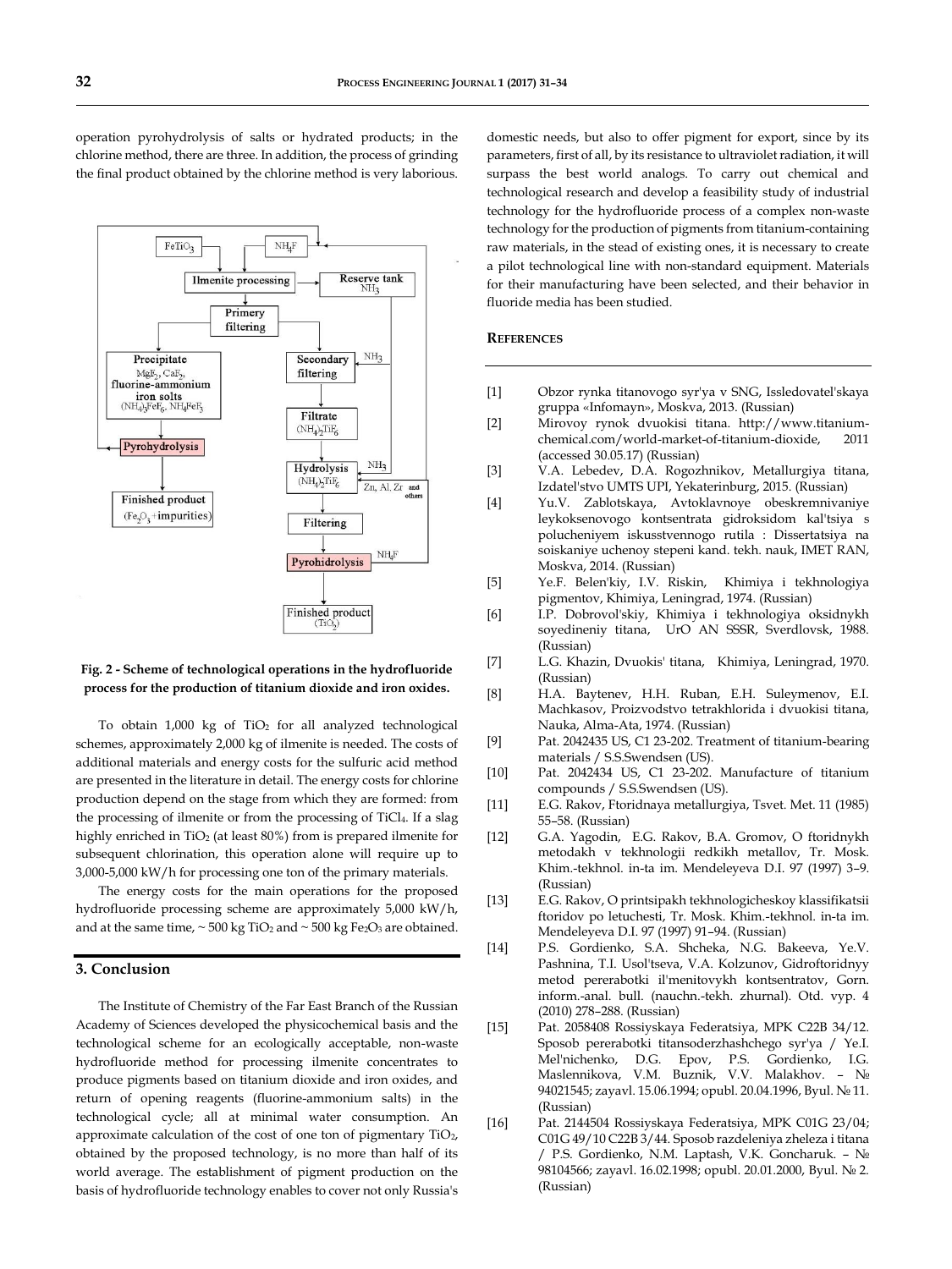operation pyrohydrolysis of salts or hydrated products; in the chlorine method, there are three. In addition, the process of grinding the final product obtained by the chlorine method is very laborious.

**Fig. 2 - Scheme of technological operations in the hydrofluoride process for the production of titanium dioxide and iron oxides.**

To obtain 1,000 kg of $TiO_2$ for all analyzed technological schemes, approximately 2,000 kg of ilmenite is needed. The costs of additional materials and energy costs for the sulfuric acid method are presented in the literature in detail. The energy costs for chlorine production depend on the stage from which they are formed: from the processing of ilmenite or from the processing of $TiCl_4$. If a slag highly enriched in $TiO_2$ (at least 80%) from is prepared ilmenite for subsequent chlorination, this operation alone will require up to 3,000-5,000 kW/h for processing one ton of the primary materials.

The energy costs for the main operations for the proposed hydrofluoride processing scheme are approximately 5,000 kW/h, and at the same time, ~ 500 kg $TiO_2$ and ~ 500 kg $Fe_2O_3$ are obtained.

## 3. Conclusion

The Institute of Chemistry of the Far East Branch of the Russian Academy of Sciences developed the physicochemical basis and the technological scheme for an ecologically acceptable, non-waste hydrofluoride method for processing ilmenite concentrates to produce pigments based on titanium dioxide and iron oxides, and return of opening reagents (fluorine-ammonium salts) in the technological cycle; all at minimal water consumption. An approximate calculation of the cost of one ton of pigmentary $TiO_2$, obtained by the proposed technology, is no more than half of its world average. The establishment of pigment production on the basis of hydrofluoride technology enables to cover not only Russia's domestic needs, but also to offer pigment for export, since by its parameters, first of all, by its resistance to ultraviolet radiation, it will surpass the best world analogs. To carry out chemical and technological research and develop a feasibility study of industrial technology for the hydrofluoride process of a complex non-waste technology for the production of pigments from titanium-containing raw materials, in the stead of existing ones, it is necessary to create a pilot technological line with non-standard equipment. Materials for their manufacturing have been selected, and their behavior in fluoride media has been studied.

## References

[1] Obzor rynka titanovogo syr'ya v SNG, Issledovatel'skaya gruppa «Infomayn», Moskva, 2013. (Russian)

[2] Mirovoy rynok dvuokisi titana. http://www.titanium-chemical.com/world-market-of-titanium-dioxide, 2011 (accessed 30.05.17) (Russian)

[3] V.A. Lebedev, D.A. Rogozhnikov, Metallurgiya titana, Izdatel'stvo UMTS UPI, Yekaterinburg, 2015. (Russian)

[4] Yu.V. Zablotskaya, Avtoklavnoye obeskremnivaniye leykoksenovogo kontsentrata gidroksidom kal'tsiya s polucheniyem iskusstvennogo rutila : Dissertatsiya na soiskaniye uchenoy stepeni kand. tekh. nauk, IMET RAN, Moskva, 2014. (Russian)

[5] Ye.F. Belen'kiy, I.V. Riskin, Khimiya i tekhnologiya pigmentov, Khimiya, Leningrad, 1974. (Russian)

[6] I.P. Dobrovol'skiy, Khimiya i tekhnologiya oksidnykh soyedineniy titana, UrO AN SSSR, Sverdlovsk, 1988. (Russian)

[7] L.G. Khazin, Dvuokis' titana, Khimiya, Leningrad, 1970. (Russian)

[8] H.A. Baytenev, H.H. Ruban, E.H. Suleymenov, E.I. Machkasov, Proizvodstvo tetrakhlorida i dvuokisi titana, Nauka, Alma-Ata, 1974. (Russian)

[9] Pat. 2042435 US, C1 23-202. Treatment of titanium-bearing materials / S.S.Swendsen (US).

[10] Pat. 2042434 US, C1 23-202. Manufacture of titanium compounds / S.S.Swendsen (US).

[11] E.G. Rakov, Ftoridnaya metallurgiya, Tsvet. Met. 11 (1985) 55–58. (Russian)

[12] G.A. Yagodin, E.G. Rakov, B.A. Gromov, O ftoridnykh metodakh v tekhnologii redkikh metallov, Tr. Mosk. Khim.-tekhnol. in-ta im. Mendeleyeva D.I. 97 (1997) 3–9. (Russian)

[13] E.G. Rakov, O printsipakh tekhnologicheskoy klassifikatsii ftoridov po letuchesti, Tr. Mosk. Khim.-tekhnol. in-ta im. Mendeleyeva D.I. 97 (1997) 91–94. (Russian)

[14] P.S. Gordienko, S.A. Shcheka, N.G. Bakeeva, Ye.V. Pashnina, T.I. Usol'tseva, V.A. Kolzunov, Gidroftoridnyy metod pererabotki il'menitovykh kontsentratov, Gorn. inform.-anal. bull. (nauchn.-tekh. zhurnal). Otd. vyp. 4 (2010) 278–288. (Russian)

[15] Pat. 2058408 Rossiyskaya Federatsiya, MPK C22B 34/12. Sposob pererabotki titansoderzhashchego syr'ya / Ye.I. Mel'nichenko, D.G. Epov, P.S. Gordienko, I.G. Maslennikova, V.M. Buznik, V.V. Malakhov. – № 94021545; zayavl. 15.06.1994; opubl. 20.04.1996, Byul. № 11. (Russian)

[16] Pat. 2144504 Rossiyskaya Federatsiya, MPK C01G 23/04; C01G 49/10 C22B 3/44. Sposob razdeleniya zheleza i titana / P.S. Gordienko, N.M. Laptash, V.K. Goncharuk. – № 98104566; zayavl. 16.02.1998; opubl. 20.01.2000, Byul. № 2. (Russian)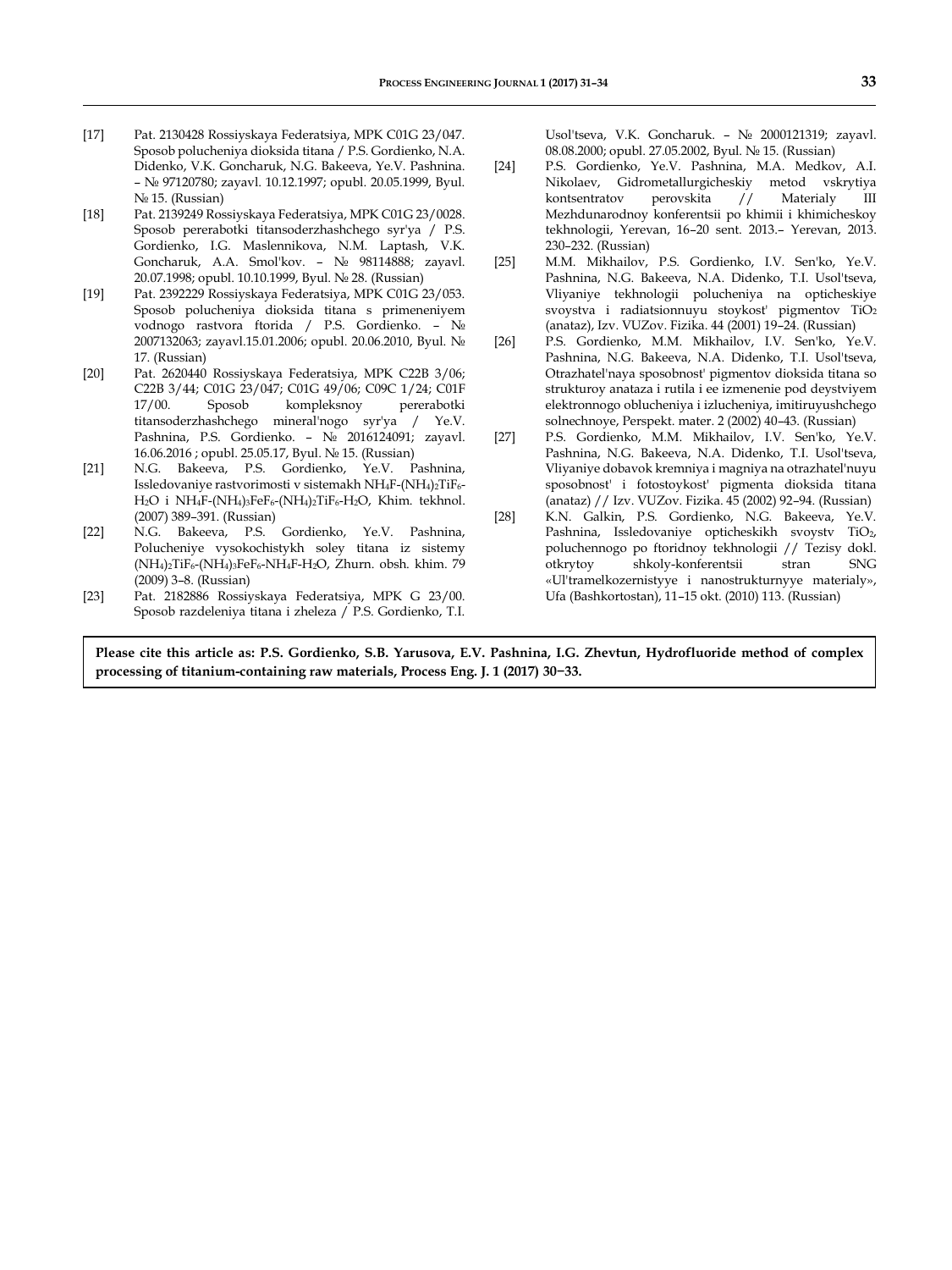[17] Pat. 2130428 Rossiyskaya Federatsiya, MPK C01G 23/047. Sposob polucheniya dioksida titana / P.S. Gordienko, N.A. Didenko, V.K. Goncharuk, N.G. Bakeeva, Ye.V. Pashnina. – № 97120780; zayavl. 10.12.1997; opubl. 20.05.1999, Byul. № 15. (Russian)

[18] Pat. 2139249 Rossiyskaya Federatsiya, MPK C01G 23/0028. Sposob pererabotki titansoderzhashchego syr'ya / P.S. Gordienko, I.G. Maslennikova, N.M. Laptash, V.K. Goncharuk, A.A. Smol'kov. – № 98114888; zayavl. 20.07.1998; opubl. 10.10.1999, Byul. № 28. (Russian)

[19] Pat. 2392229 Rossiyskaya Federatsiya, MPK C01G 23/053. Sposob polucheniya dioksida titana s primeneniyem vodnogo rastvora ftorida / P.S. Gordienko. – № 2007132063; zayavl.15.01.2006; opubl. 20.06.2010, Byul. № 17. (Russian)

[20] Pat. 2620440 Rossiyskaya Federatsiya, MPK C22B 3/06; C22B 3/44; C01G 23/047; C01G 49/06; C09C 1/24; C01F 17/00. Sposob kompleksnoy pererabotki titansoderzhashchego mineral'nogo syr'ya / Ye.V. Pashnina, P.S. Gordienko. – № 2016124091; zayavl. 16.06.2016 ; opubl. 25.05.17, Byul. № 15. (Russian)

[21] N.G. Bakeeva, P.S. Gordienko, Ye.V. Pashnina, Issledovaniye rastvorimosti v sistemakh $NH_4F$-$(NH_4)_2TiF_6$-$H_2O$ i $NH_4F$-$(NH_4)_3FeF_6$-$(NH_4)_2TiF_6$-$H_2O$, Khim. tekhnol. (2007) 389–391. (Russian)

[22] N.G. Bakeeva, P.S. Gordienko, Ye.V. Pashnina, Polucheniye vysokochistykh soley titana iz sistemy $(NH_4)_2TiF_6$-$(NH_4)_3FeF_6$-$NH_4F$-$H_2O$, Zhurn. obsh. khim. 79 (2009) 3–8. (Russian)

[23] Pat. 2182886 Rossiyskaya Federatsiya, MPK G 23/00. Sposob razdeleniya titana i zheleza / P.S. Gordienko, T.I. Usol'tseva, V.K. Goncharuk. – № 2000121319; zayavl. 08.08.2000; opubl. 27.05.2002, Byul. № 15. (Russian)

[24] P.S. Gordienko, Ye.V. Pashnina, M.A. Medkov, A.I. Nikolaev, Gidrometallurgicheskiy metod vskrytiya kontsentratov perovskita // Materialy III Mezhdunarodnoy konferentsii po khimii i khimicheskoy tekhnologii, Yerevan, 16–20 sent. 2013.– Yerevan, 2013. 230–232. (Russian)

[25] M.M. Mikhailov, P.S. Gordienko, I.V. Sen'ko, Ye.V. Pashnina, N.G. Bakeeva, N.A. Didenko, T.I. Usol'tseva, Vliyaniye tekhnologii polucheniya na opticheskiye svoystva i radiatsionnuyu stoykost' pigmentov $TiO_2$ (anataz), Izv. VUZov. Fizika. 44 (2001) 19–24. (Russian)

[26] P.S. Gordienko, M.M. Mikhailov, I.V. Sen'ko, Ye.V. Pashnina, N.G. Bakeeva, N.A. Didenko, T.I. Usol'tseva, Otrazhatel'naya sposobnost' pigmentov dioksida titana so strukturoy anataza i rutila i ee izmenenie pod deystviyem elektronnogo oblucheniya i izlucheniya, imitiruyushchego solnechnoye, Perspekt. mater. 2 (2002) 40–43. (Russian)

[27] P.S. Gordienko, M.M. Mikhailov, I.V. Sen'ko, Ye.V. Pashnina, N.G. Bakeeva, N.A. Didenko, T.I. Usol'tseva, Vliyaniye dobavok kremniya i magniya na otrazhatel'nuyu sposobnost' i fotostoykost' pigmenta dioksida titana (anataz) // Izv. VUZov. Fizika. 45 (2002) 92–94. (Russian)

[28] K.N. Galkin, P.S. Gordienko, N.G. Bakeeva, Ye.V. Pashnina, Issledovaniye opticheskikh svoystv $TiO_2$, poluchennogo po ftoridnoy tekhnologii // Tezisy dokl. otkrytoy shkoly-konferentsii stran SNG «Ul'tramelkozernistyye i nanostrukturnyye materialy», Ufa (Bashkortostan), 11–15 okt. (2010) 113. (Russian)

**Please cite this article as: P.S. Gordienko, S.B. Yarusova, E.V. Pashnina, I.G. Zhevtun, Hydrofluoride method of complex processing of titanium-containing raw materials, Process Eng. J. 1 (2017) 30−33.**